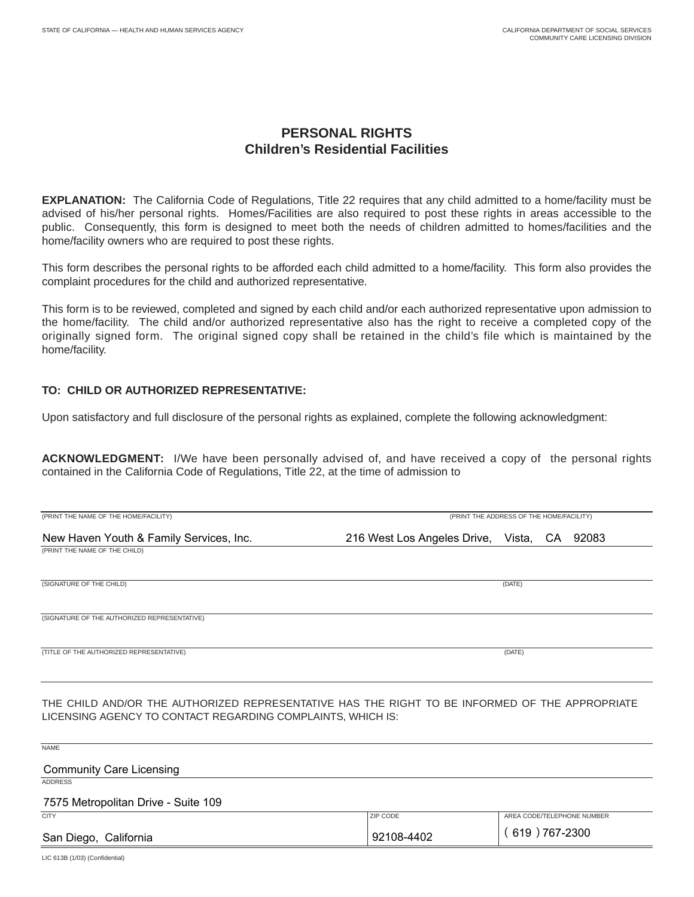STATE OF CALIFORNIA — HEALTH AND HUMAN SERVICES AGENCY

CALIFORNIA DEPARTMENT OF SOCIAL SERVICES
COMMUNITY CARE LICENSING DIVISION

# PERSONAL RIGHTS
## Children's Residential Facilities

**EXPLANATION:** The California Code of Regulations, Title 22 requires that any child admitted to a home/facility must be advised of his/her personal rights. Homes/Facilities are also required to post these rights in areas accessible to the public. Consequently, this form is designed to meet both the needs of children admitted to homes/facilities and the home/facility owners who are required to post these rights.

This form describes the personal rights to be afforded each child admitted to a home/facility. This form also provides the complaint procedures for the child and authorized representative.

This form is to be reviewed, completed and signed by each child and/or each authorized representative upon admission to the home/facility. The child and/or authorized representative also has the right to receive a completed copy of the originally signed form. The original signed copy shall be retained in the child's file which is maintained by the home/facility.

**TO: CHILD OR AUTHORIZED REPRESENTATIVE:**

Upon satisfactory and full disclosure of the personal rights as explained, complete the following acknowledgment:

**ACKNOWLEDGMENT:** I/We have been personally advised of, and have received a copy of the personal rights contained in the California Code of Regulations, Title 22, at the time of admission to

| (PRINT THE NAME OF THE HOME/FACILITY) | (PRINT THE ADDRESS OF THE HOME/FACILITY) |
|---|---|
| New Haven Youth & Family Services, Inc. | 216 West Los Angeles Drive, Vista, CA 92083 |

(PRINT THE NAME OF THE CHILD)

| (SIGNATURE OF THE CHILD) | (DATE) |
|---|---|
| | |

(SIGNATURE OF THE AUTHORIZED REPRESENTATIVE)

| (TITLE OF THE AUTHORIZED REPRESENTATIVE) | (DATE) |
|---|---|
| | |

THE CHILD AND/OR THE AUTHORIZED REPRESENTATIVE HAS THE RIGHT TO BE INFORMED OF THE APPROPRIATE LICENSING AGENCY TO CONTACT REGARDING COMPLAINTS, WHICH IS:

NAME
Community Care Licensing

ADDRESS
7575 Metropolitan Drive - Suite 109

| CITY | ZIP CODE | AREA CODE/TELEPHONE NUMBER |
|---|---|---|
| San Diego, California | 92108-4402 | ( 619 ) 767-2300 |

LIC 613B (1/03) (Confidential)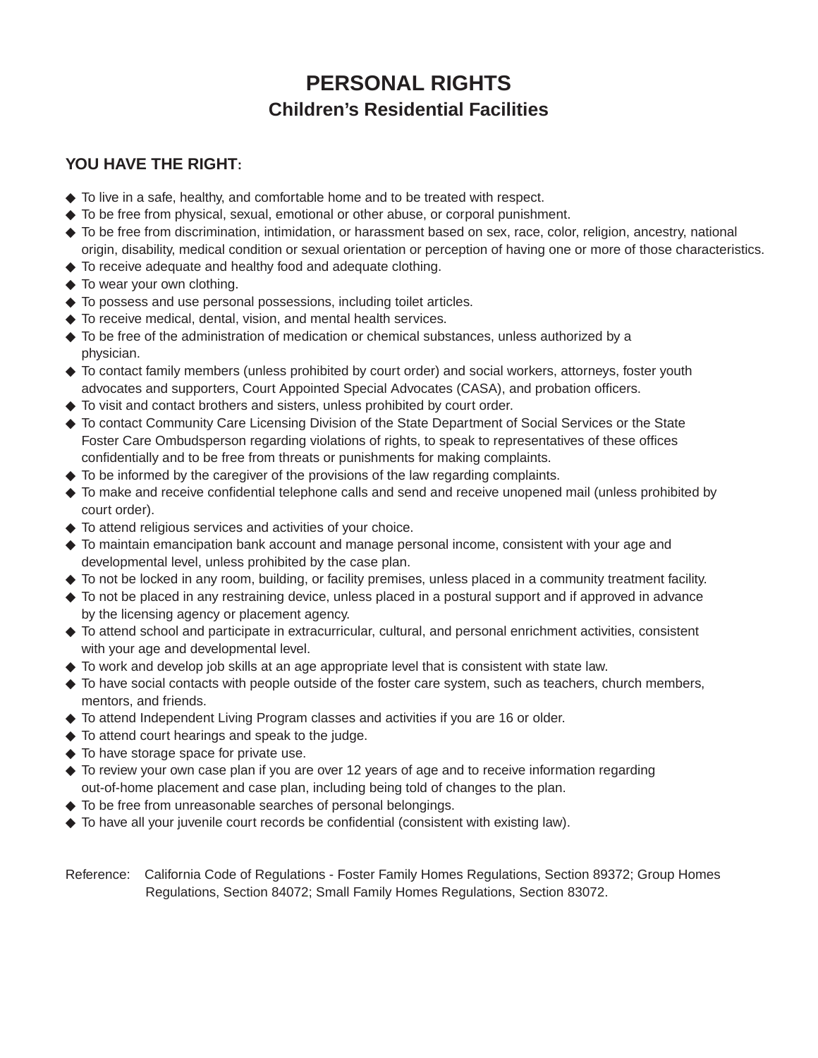# PERSONAL RIGHTS

## Children's Residential Facilities

**YOU HAVE THE RIGHT:**

- To live in a safe, healthy, and comfortable home and to be treated with respect.
- To be free from physical, sexual, emotional or other abuse, or corporal punishment.
- To be free from discrimination, intimidation, or harassment based on sex, race, color, religion, ancestry, national origin, disability, medical condition or sexual orientation or perception of having one or more of those characteristics.
- To receive adequate and healthy food and adequate clothing.
- To wear your own clothing.
- To possess and use personal possessions, including toilet articles.
- To receive medical, dental, vision, and mental health services.
- To be free of the administration of medication or chemical substances, unless authorized by a physician.
- To contact family members (unless prohibited by court order) and social workers, attorneys, foster youth advocates and supporters, Court Appointed Special Advocates (CASA), and probation officers.
- To visit and contact brothers and sisters, unless prohibited by court order.
- To contact Community Care Licensing Division of the State Department of Social Services or the State Foster Care Ombudsperson regarding violations of rights, to speak to representatives of these offices confidentially and to be free from threats or punishments for making complaints.
- To be informed by the caregiver of the provisions of the law regarding complaints.
- To make and receive confidential telephone calls and send and receive unopened mail (unless prohibited by court order).
- To attend religious services and activities of your choice.
- To maintain emancipation bank account and manage personal income, consistent with your age and developmental level, unless prohibited by the case plan.
- To not be locked in any room, building, or facility premises, unless placed in a community treatment facility.
- To not be placed in any restraining device, unless placed in a postural support and if approved in advance by the licensing agency or placement agency.
- To attend school and participate in extracurricular, cultural, and personal enrichment activities, consistent with your age and developmental level.
- To work and develop job skills at an age appropriate level that is consistent with state law.
- To have social contacts with people outside of the foster care system, such as teachers, church members, mentors, and friends.
- To attend Independent Living Program classes and activities if you are 16 or older.
- To attend court hearings and speak to the judge.
- To have storage space for private use.
- To review your own case plan if you are over 12 years of age and to receive information regarding out-of-home placement and case plan, including being told of changes to the plan.
- To be free from unreasonable searches of personal belongings.
- To have all your juvenile court records be confidential (consistent with existing law).

Reference: California Code of Regulations - Foster Family Homes Regulations, Section 89372; Group Homes Regulations, Section 84072; Small Family Homes Regulations, Section 83072.